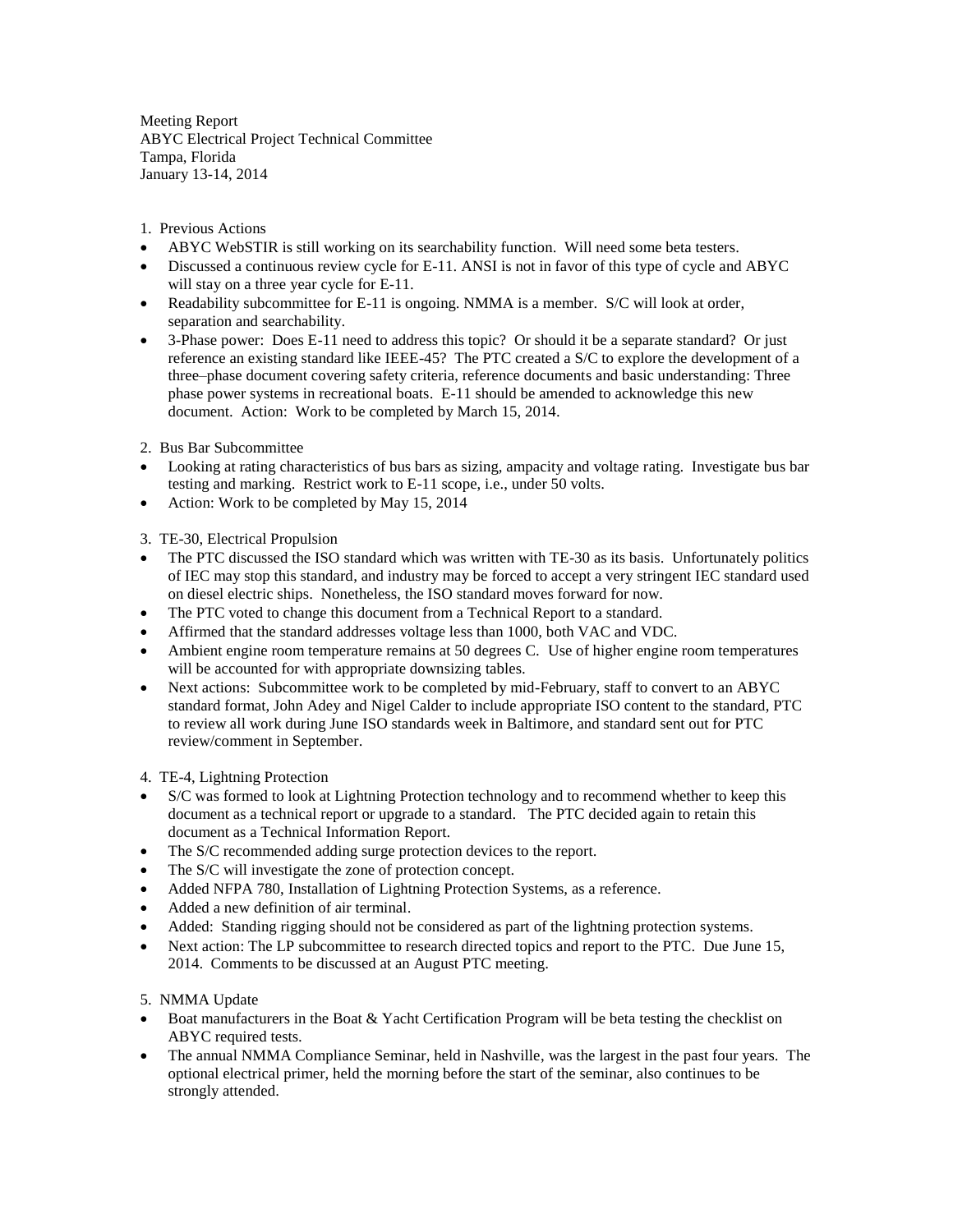Meeting Report
ABYC Electrical Project Technical Committee
Tampa, Florida
January 13-14, 2014

1. Previous Actions

- ABYC WebSTIR is still working on its searchability function. Will need some beta testers.
- Discussed a continuous review cycle for E-11. ANSI is not in favor of this type of cycle and ABYC will stay on a three year cycle for E-11.
- Readability subcommittee for E-11 is ongoing. NMMA is a member. S/C will look at order, separation and searchability.
- 3-Phase power: Does E-11 need to address this topic? Or should it be a separate standard? Or just reference an existing standard like IEEE-45? The PTC created a S/C to explore the development of a three–phase document covering safety criteria, reference documents and basic understanding: Three phase power systems in recreational boats. E-11 should be amended to acknowledge this new document. Action: Work to be completed by March 15, 2014.

2. Bus Bar Subcommittee

- Looking at rating characteristics of bus bars as sizing, ampacity and voltage rating. Investigate bus bar testing and marking. Restrict work to E-11 scope, i.e., under 50 volts.
- Action: Work to be completed by May 15, 2014

3. TE-30, Electrical Propulsion

- The PTC discussed the ISO standard which was written with TE-30 as its basis. Unfortunately politics of IEC may stop this standard, and industry may be forced to accept a very stringent IEC standard used on diesel electric ships. Nonetheless, the ISO standard moves forward for now.
- The PTC voted to change this document from a Technical Report to a standard.
- Affirmed that the standard addresses voltage less than 1000, both VAC and VDC.
- Ambient engine room temperature remains at 50 degrees C. Use of higher engine room temperatures will be accounted for with appropriate downsizing tables.
- Next actions: Subcommittee work to be completed by mid-February, staff to convert to an ABYC standard format, John Adey and Nigel Calder to include appropriate ISO content to the standard, PTC to review all work during June ISO standards week in Baltimore, and standard sent out for PTC review/comment in September.

4. TE-4, Lightning Protection

- S/C was formed to look at Lightning Protection technology and to recommend whether to keep this document as a technical report or upgrade to a standard. The PTC decided again to retain this document as a Technical Information Report.
- The S/C recommended adding surge protection devices to the report.
- The S/C will investigate the zone of protection concept.
- Added NFPA 780, Installation of Lightning Protection Systems, as a reference.
- Added a new definition of air terminal.
- Added: Standing rigging should not be considered as part of the lightning protection systems.
- Next action: The LP subcommittee to research directed topics and report to the PTC. Due June 15, 2014. Comments to be discussed at an August PTC meeting.

5. NMMA Update

- Boat manufacturers in the Boat & Yacht Certification Program will be beta testing the checklist on ABYC required tests.
- The annual NMMA Compliance Seminar, held in Nashville, was the largest in the past four years. The optional electrical primer, held the morning before the start of the seminar, also continues to be strongly attended.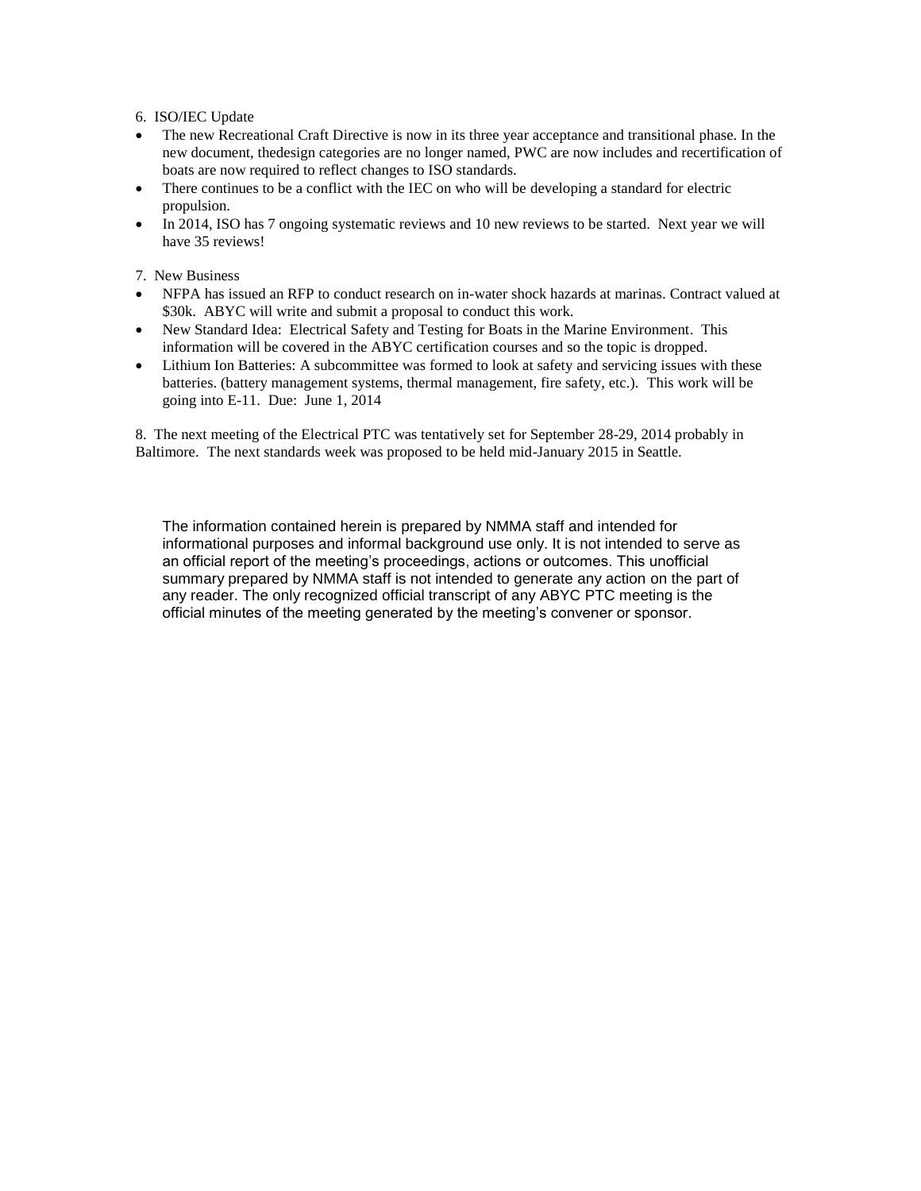6. ISO/IEC Update

- The new Recreational Craft Directive is now in its three year acceptance and transitional phase. In the new document, thedesign categories are no longer named, PWC are now includes and recertification of boats are now required to reflect changes to ISO standards.
- There continues to be a conflict with the IEC on who will be developing a standard for electric propulsion.
- In 2014, ISO has 7 ongoing systematic reviews and 10 new reviews to be started. Next year we will have 35 reviews!

7. New Business

- NFPA has issued an RFP to conduct research on in-water shock hazards at marinas. Contract valued at $30k. ABYC will write and submit a proposal to conduct this work.
- New Standard Idea: Electrical Safety and Testing for Boats in the Marine Environment. This information will be covered in the ABYC certification courses and so the topic is dropped.
- Lithium Ion Batteries: A subcommittee was formed to look at safety and servicing issues with these batteries. (battery management systems, thermal management, fire safety, etc.). This work will be going into E-11. Due: June 1, 2014

8. The next meeting of the Electrical PTC was tentatively set for September 28-29, 2014 probably in Baltimore. The next standards week was proposed to be held mid-January 2015 in Seattle.

The information contained herein is prepared by NMMA staff and intended for informational purposes and informal background use only. It is not intended to serve as an official report of the meeting's proceedings, actions or outcomes. This unofficial summary prepared by NMMA staff is not intended to generate any action on the part of any reader. The only recognized official transcript of any ABYC PTC meeting is the official minutes of the meeting generated by the meeting's convener or sponsor.